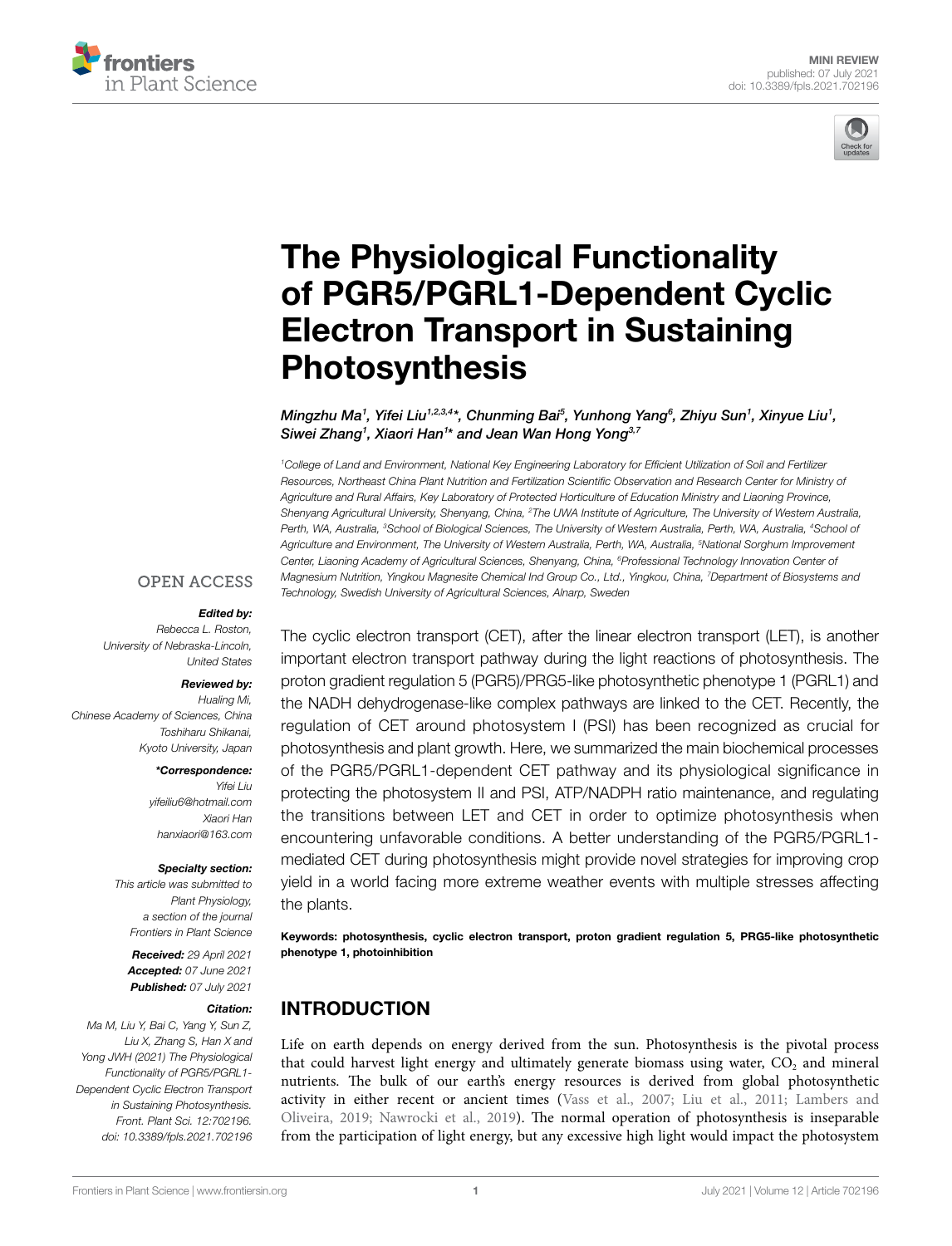MINI REVIEW
published: 07 July 2021
doi: 10.3389/fpls.2021.702196

# The Physiological Functionality of PGR5/PGRL1-Dependent Cyclic Electron Transport in Sustaining Photosynthesis

*Mingzhu Ma[1], Yifei Liu[1,2,3,4]\*, Chunming Bai[5], Yunhong Yang[6], Zhiyu Sun[1], Xinyue Liu[1], Siwei Zhang[1], Xiaori Han[1]\* and Jean Wan Hong Yong[3,7]*

[1]College of Land and Environment, National Key Engineering Laboratory for Efficient Utilization of Soil and Fertilizer Resources, Northeast China Plant Nutrition and Fertilization Scientific Observation and Research Center for Ministry of Agriculture and Rural Affairs, Key Laboratory of Protected Horticulture of Education Ministry and Liaoning Province, Shenyang Agricultural University, Shenyang, China, [2]The UWA Institute of Agriculture, The University of Western Australia, Perth, WA, Australia, [3]School of Biological Sciences, The University of Western Australia, Perth, WA, Australia, [4]School of Agriculture and Environment, The University of Western Australia, Perth, WA, Australia, [5]National Sorghum Improvement Center, Liaoning Academy of Agricultural Sciences, Shenyang, China, [6]Professional Technology Innovation Center of Magnesium Nutrition, Yingkou Magnesite Chemical Ind Group Co., Ltd., Yingkou, China, [7]Department of Biosystems and Technology, Swedish University of Agricultural Sciences, Alnarp, Sweden

OPEN ACCESS

***Edited by:***
*Rebecca L. Roston,*
*University of Nebraska-Lincoln, United States*

***Reviewed by:***
*Hualing Mi,*
*Chinese Academy of Sciences, China*
*Toshiharu Shikanai,*
*Kyoto University, Japan*

***\*Correspondence:***
*Yifei Liu*
*yifeiliu6@hotmail.com*
*Xiaori Han*
*hanxiaori@163.com*

***Specialty section:***
*This article was submitted to Plant Physiology, a section of the journal Frontiers in Plant Science*

***Received:** 29 April 2021*
***Accepted:** 07 June 2021*
***Published:** 07 July 2021*

***Citation:***
*Ma M, Liu Y, Bai C, Yang Y, Sun Z, Liu X, Zhang S, Han X and Yong JWH (2021) The Physiological Functionality of PGR5/PGRL1-Dependent Cyclic Electron Transport in Sustaining Photosynthesis. Front. Plant Sci. 12:702196. doi: 10.3389/fpls.2021.702196*

The cyclic electron transport (CET), after the linear electron transport (LET), is another important electron transport pathway during the light reactions of photosynthesis. The proton gradient regulation 5 (PGR5)/PRG5-like photosynthetic phenotype 1 (PGRL1) and the NADH dehydrogenase-like complex pathways are linked to the CET. Recently, the regulation of CET around photosystem I (PSI) has been recognized as crucial for photosynthesis and plant growth. Here, we summarized the main biochemical processes of the PGR5/PGRL1-dependent CET pathway and its physiological significance in protecting the photosystem II and PSI, ATP/NADPH ratio maintenance, and regulating the transitions between LET and CET in order to optimize photosynthesis when encountering unfavorable conditions. A better understanding of the PGR5/PGRL1-mediated CET during photosynthesis might provide novel strategies for improving crop yield in a world facing more extreme weather events with multiple stresses affecting the plants.

**Keywords: photosynthesis, cyclic electron transport, proton gradient regulation 5, PRG5-like photosynthetic phenotype 1, photoinhibition**

## INTRODUCTION

Life on earth depends on energy derived from the sun. Photosynthesis is the pivotal process that could harvest light energy and ultimately generate biomass using water, $CO_2$ and mineral nutrients. The bulk of our earth's energy resources is derived from global photosynthetic activity in either recent or ancient times (Vass et al., 2007; Liu et al., 2011; Lambers and Oliveira, 2019; Nawrocki et al., 2019). The normal operation of photosynthesis is inseparable from the participation of light energy, but any excessive high light would impact the photosystem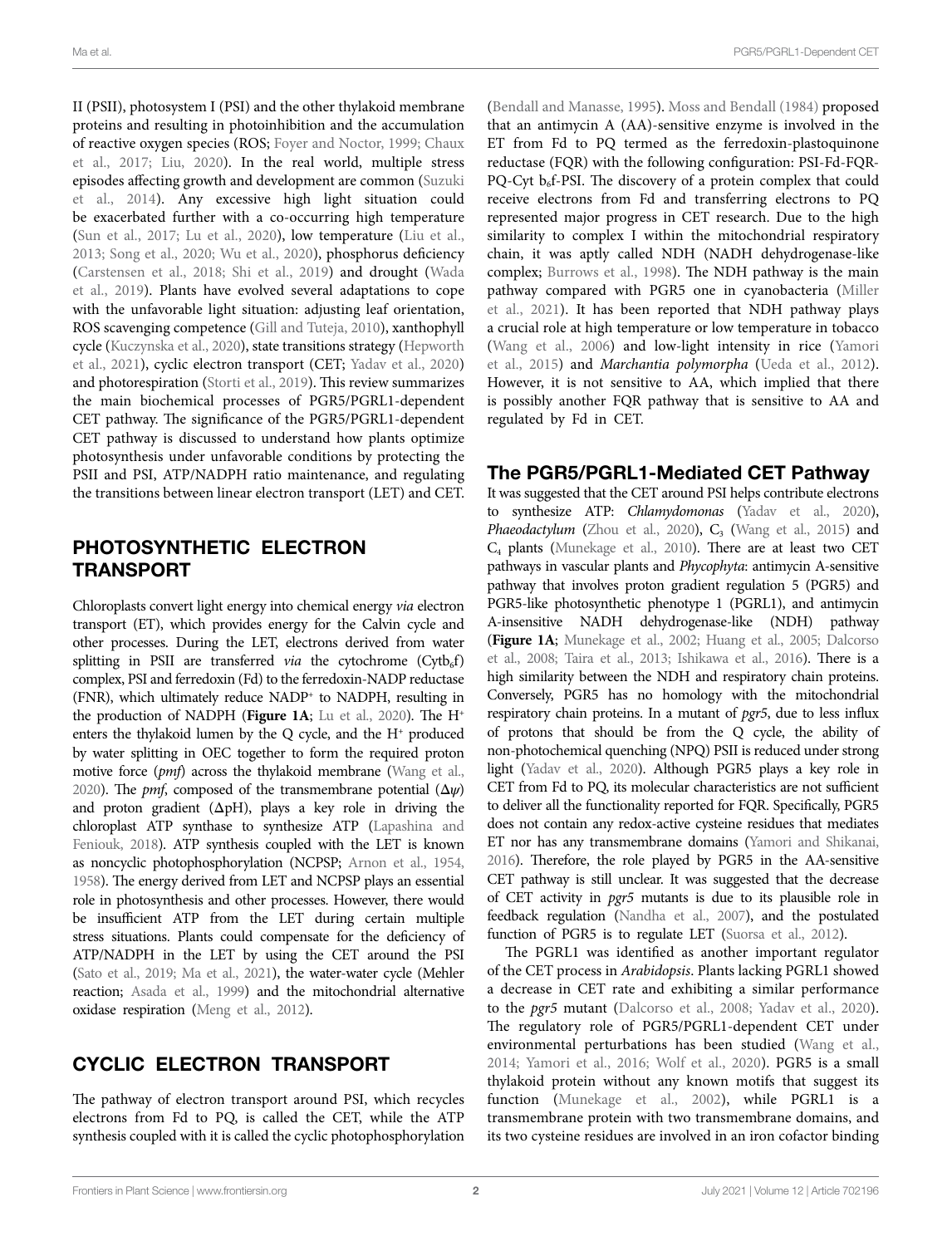II (PSII), photosystem I (PSI) and the other thylakoid membrane proteins and resulting in photoinhibition and the accumulation of reactive oxygen species (ROS; Foyer and Noctor, 1999; Chaux et al., 2017; Liu, 2020). In the real world, multiple stress episodes affecting growth and development are common (Suzuki et al., 2014). Any excessive high light situation could be exacerbated further with a co-occurring high temperature (Sun et al., 2017; Lu et al., 2020), low temperature (Liu et al., 2013; Song et al., 2020; Wu et al., 2020), phosphorus deficiency (Carstensen et al., 2018; Shi et al., 2019) and drought (Wada et al., 2019). Plants have evolved several adaptations to cope with the unfavorable light situation: adjusting leaf orientation, ROS scavenging competence (Gill and Tuteja, 2010), xanthophyll cycle (Kuczynska et al., 2020), state transitions strategy (Hepworth et al., 2021), cyclic electron transport (CET; Yadav et al., 2020) and photorespiration (Storti et al., 2019). This review summarizes the main biochemical processes of PGR5/PGRL1-dependent CET pathway. The significance of the PGR5/PGRL1-dependent CET pathway is discussed to understand how plants optimize photosynthesis under unfavorable conditions by protecting the PSII and PSI, ATP/NADPH ratio maintenance, and regulating the transitions between linear electron transport (LET) and CET.

## PHOTOSYNTHETIC ELECTRON TRANSPORT

Chloroplasts convert light energy into chemical energy *via* electron transport (ET), which provides energy for the Calvin cycle and other processes. During the LET, electrons derived from water splitting in PSII are transferred *via* the cytochrome ($Cytb_6f$) complex, PSI and ferredoxin (Fd) to the ferredoxin-NADP reductase (FNR), which ultimately reduce $NADP^+$ to NADPH, resulting in the production of NADPH (**Figure 1A**; Lu et al., 2020). The $H^+$ enters the thylakoid lumen by the Q cycle, and the $H^+$ produced by water splitting in OEC together to form the required proton motive force (*pmf*) across the thylakoid membrane (Wang et al., 2020). The *pmf*, composed of the transmembrane potential ($\Delta\psi$) and proton gradient ($\Delta$pH), plays a key role in driving the chloroplast ATP synthase to synthesize ATP (Lapashina and Feniouk, 2018). ATP synthesis coupled with the LET is known as noncyclic photophosphorylation (NCPSP; Arnon et al., 1954, 1958). The energy derived from LET and NCPSP plays an essential role in photosynthesis and other processes. However, there would be insufficient ATP from the LET during certain multiple stress situations. Plants could compensate for the deficiency of ATP/NADPH in the LET by using the CET around the PSI (Sato et al., 2019; Ma et al., 2021), the water-water cycle (Mehler reaction; Asada et al., 1999) and the mitochondrial alternative oxidase respiration (Meng et al., 2012).

## CYCLIC ELECTRON TRANSPORT

The pathway of electron transport around PSI, which recycles electrons from Fd to PQ, is called the CET, while the ATP synthesis coupled with it is called the cyclic photophosphorylation (Bendall and Manasse, 1995). Moss and Bendall (1984) proposed that an antimycin A (AA)-sensitive enzyme is involved in the ET from Fd to PQ termed as the ferredoxin-plastoquinone reductase (FQR) with the following configuration: PSI-Fd-FQR-PQ-Cyt $b_6$f-PSI. The discovery of a protein complex that could receive electrons from Fd and transferring electrons to PQ represented major progress in CET research. Due to the high similarity to complex I within the mitochondrial respiratory chain, it was aptly called NDH (NADH dehydrogenase-like complex; Burrows et al., 1998). The NDH pathway is the main pathway compared with PGR5 one in cyanobacteria (Miller et al., 2021). It has been reported that NDH pathway plays a crucial role at high temperature or low temperature in tobacco (Wang et al., 2006) and low-light intensity in rice (Yamori et al., 2015) and *Marchantia polymorpha* (Ueda et al., 2012). However, it is not sensitive to AA, which implied that there is possibly another FQR pathway that is sensitive to AA and regulated by Fd in CET.

### The PGR5/PGRL1-Mediated CET Pathway

It was suggested that the CET around PSI helps contribute electrons to synthesize ATP: *Chlamydomonas* (Yadav et al., 2020), *Phaeodactylum* (Zhou et al., 2020), $C_3$ (Wang et al., 2015) and $C_4$ plants (Munekage et al., 2010). There are at least two CET pathways in vascular plants and *Phycophyta*: antimycin A-sensitive pathway that involves proton gradient regulation 5 (PGR5) and PGR5-like photosynthetic phenotype 1 (PGRL1), and antimycin A-insensitive NADH dehydrogenase-like (NDH) pathway (**Figure 1A**; Munekage et al., 2002; Huang et al., 2005; Dalcorso et al., 2008; Taira et al., 2013; Ishikawa et al., 2016). There is a high similarity between the NDH and respiratory chain proteins. Conversely, PGR5 has no homology with the mitochondrial respiratory chain proteins. In a mutant of *pgr5*, due to less influx of protons that should be from the Q cycle, the ability of non-photochemical quenching (NPQ) PSII is reduced under strong light (Yadav et al., 2020). Although PGR5 plays a key role in CET from Fd to PQ, its molecular characteristics are not sufficient to deliver all the functionality reported for FQR. Specifically, PGR5 does not contain any redox-active cysteine residues that mediates ET nor has any transmembrane domains (Yamori and Shikanai, 2016). Therefore, the role played by PGR5 in the AA-sensitive CET pathway is still unclear. It was suggested that the decrease of CET activity in *pgr5* mutants is due to its plausible role in feedback regulation (Nandha et al., 2007), and the postulated function of PGR5 is to regulate LET (Suorsa et al., 2012).

The PGRL1 was identified as another important regulator of the CET process in *Arabidopsis*. Plants lacking PGRL1 showed a decrease in CET rate and exhibiting a similar performance to the *pgr5* mutant (Dalcorso et al., 2008; Yadav et al., 2020). The regulatory role of PGR5/PGRL1-dependent CET under environmental perturbations has been studied (Wang et al., 2014; Yamori et al., 2016; Wolf et al., 2020). PGR5 is a small thylakoid protein without any known motifs that suggest its function (Munekage et al., 2002), while PGRL1 is a transmembrane protein with two transmembrane domains, and its two cysteine residues are involved in an iron cofactor binding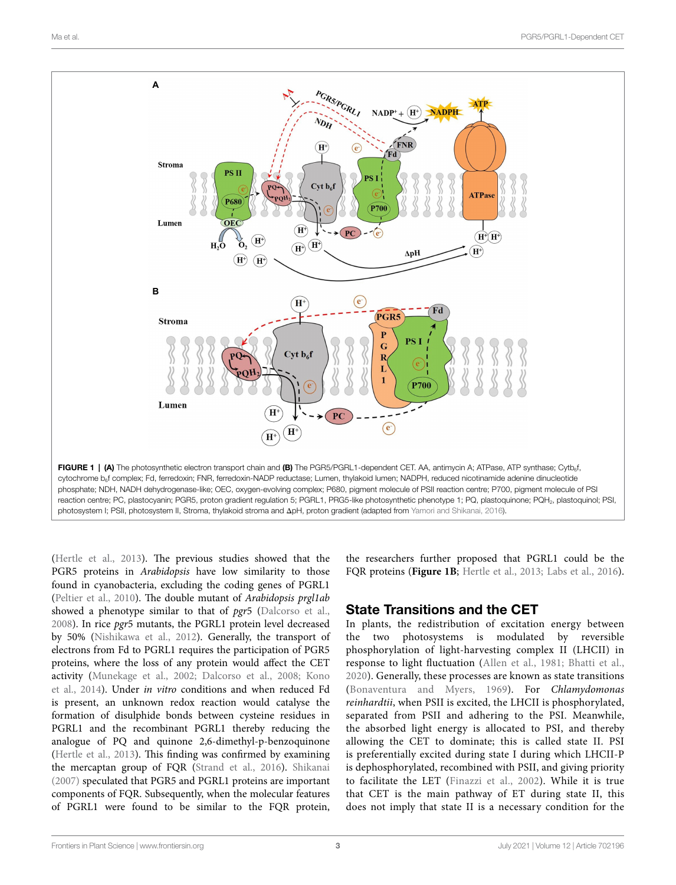FIGURE 1 | **(A)** The photosynthetic electron transport chain and **(B)** The PGR5/PGRL1-dependent CET. AA, antimycin A; ATPase, ATP synthase; Cytb$_6$f, cytochrome b$_6$f complex; Fd, ferredoxin; FNR, ferredoxin-NADP reductase; Lumen, thylakoid lumen; NADPH, reduced nicotinamide adenine dinucleotide phosphate; NDH, NADH dehydrogenase-like; OEC, oxygen-evolving complex; P680, pigment molecule of PSII reaction centre; P700, pigment molecule of PSI reaction centre; PC, plastocyanin; PGR5, proton gradient regulation 5; PGRL1, PRG5-like photosynthetic phenotype 1; PQ, plastoquinone; PQH$_2$, plastoquinol; PSI, photosystem I; PSII, photosystem II, Stroma, thylakoid stroma and ΔpH, proton gradient (adapted from Yamori and Shikanai, 2016).

(Hertle et al., 2013). The previous studies showed that the PGR5 proteins in *Arabidopsis* have low similarity to those found in cyanobacteria, excluding the coding genes of PGRL1 (Peltier et al., 2010). The double mutant of *Arabidopsis prgl1ab* showed a phenotype similar to that of *pgr5* (Dalcorso et al., 2008). In rice *pgr5* mutants, the PGRL1 protein level decreased by 50% (Nishikawa et al., 2012). Generally, the transport of electrons from Fd to PGRL1 requires the participation of PGR5 proteins, where the loss of any protein would affect the CET activity (Munekage et al., 2002; Dalcorso et al., 2008; Kono et al., 2014). Under *in vitro* conditions and when reduced Fd is present, an unknown redox reaction would catalyse the formation of disulphide bonds between cysteine residues in PGRL1 and the recombinant PGRL1 thereby reducing the analogue of PQ and quinone 2,6-dimethyl-p-benzoquinone (Hertle et al., 2013). This finding was confirmed by examining the mercaptan group of FQR (Strand et al., 2016). Shikanai (2007) speculated that PGR5 and PGRL1 proteins are important components of FQR. Subsequently, when the molecular features of PGRL1 were found to be similar to the FQR protein, the researchers further proposed that PGRL1 could be the FQR proteins (**Figure 1B**; Hertle et al., 2013; Labs et al., 2016).

## State Transitions and the CET

In plants, the redistribution of excitation energy between the two photosystems is modulated by reversible phosphorylation of light-harvesting complex II (LHCII) in response to light fluctuation (Allen et al., 1981; Bhatti et al., 2020). Generally, these processes are known as state transitions (Bonaventura and Myers, 1969). For *Chlamydomonas reinhardtii*, when PSII is excited, the LHCII is phosphorylated, separated from PSII and adhering to the PSI. Meanwhile, the absorbed light energy is allocated to PSI, and thereby allowing the CET to dominate; this is called state II. PSI is preferentially excited during state I during which LHCII-P is dephosphorylated, recombined with PSII, and giving priority to facilitate the LET (Finazzi et al., 2002). While it is true that CET is the main pathway of ET during state II, this does not imply that state II is a necessary condition for the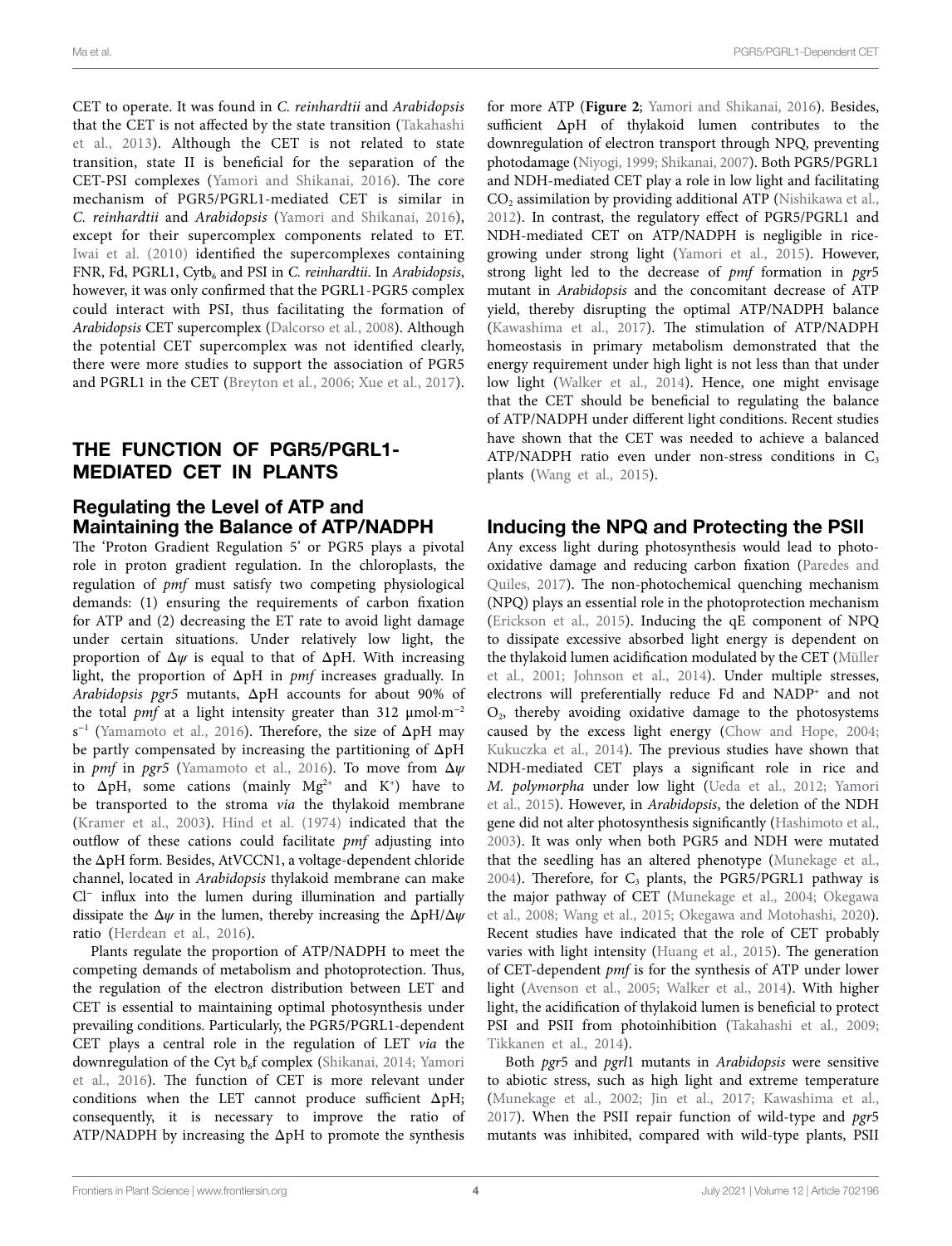CET to operate. It was found in *C. reinhardtii* and *Arabidopsis* that the CET is not affected by the state transition (Takahashi et al., 2013). Although the CET is not related to state transition, state II is beneficial for the separation of the CET-PSI complexes (Yamori and Shikanai, 2016). The core mechanism of PGR5/PGRL1-mediated CET is similar in *C. reinhardtii* and *Arabidopsis* (Yamori and Shikanai, 2016), except for their supercomplex components related to ET. Iwai et al. (2010) identified the supercomplexes containing FNR, Fd, PGRL1, Cytb$_6$ and PSI in *C. reinhardtii*. In *Arabidopsis*, however, it was only confirmed that the PGRL1-PGR5 complex could interact with PSI, thus facilitating the formation of *Arabidopsis* CET supercomplex (Dalcorso et al., 2008). Although the potential CET supercomplex was not identified clearly, there were more studies to support the association of PGR5 and PGRL1 in the CET (Breyton et al., 2006; Xue et al., 2017).

## THE FUNCTION OF PGR5/PGRL1-MEDIATED CET IN PLANTS

### Regulating the Level of ATP and Maintaining the Balance of ATP/NADPH

The 'Proton Gradient Regulation 5' or PGR5 plays a pivotal role in proton gradient regulation. In the chloroplasts, the regulation of *pmf* must satisfy two competing physiological demands: (1) ensuring the requirements of carbon fixation for ATP and (2) decreasing the ET rate to avoid light damage under certain situations. Under relatively low light, the proportion of $\Delta\psi$ is equal to that of $\Delta$pH. With increasing light, the proportion of $\Delta$pH in *pmf* increases gradually. In *Arabidopsis pgr5* mutants, $\Delta$pH accounts for about 90% of the total *pmf* at a light intensity greater than 312 $\mu$mol·m$^{-2}$ s$^{-1}$ (Yamamoto et al., 2016). Therefore, the size of $\Delta$pH may be partly compensated by increasing the partitioning of $\Delta$pH in *pmf* in *pgr5* (Yamamoto et al., 2016). To move from $\Delta\psi$ to $\Delta$pH, some cations (mainly $Mg^{2+}$ and $K^{+}$) have to be transported to the stroma *via* the thylakoid membrane (Kramer et al., 2003). Hind et al. (1974) indicated that the outflow of these cations could facilitate *pmf* adjusting into the $\Delta$pH form. Besides, AtVCCN1, a voltage-dependent chloride channel, located in *Arabidopsis* thylakoid membrane can make $Cl^{-}$ influx into the lumen during illumination and partially dissipate the $\Delta\psi$ in the lumen, thereby increasing the $\Delta$pH/$\Delta\psi$ ratio (Herdean et al., 2016).

Plants regulate the proportion of ATP/NADPH to meet the competing demands of metabolism and photoprotection. Thus, the regulation of the electron distribution between LET and CET is essential to maintaining optimal photosynthesis under prevailing conditions. Particularly, the PGR5/PGRL1-dependent CET plays a central role in the regulation of LET *via* the downregulation of the Cyt b$_6$f complex (Shikanai, 2014; Yamori et al., 2016). The function of CET is more relevant under conditions when the LET cannot produce sufficient $\Delta$pH; consequently, it is necessary to improve the ratio of ATP/NADPH by increasing the $\Delta$pH to promote the synthesis for more ATP (**Figure 2**; Yamori and Shikanai, 2016). Besides, sufficient $\Delta$pH of thylakoid lumen contributes to the downregulation of electron transport through NPQ, preventing photodamage (Niyogi, 1999; Shikanai, 2007). Both PGR5/PGRL1 and NDH-mediated CET play a role in low light and facilitating $CO_2$ assimilation by providing additional ATP (Nishikawa et al., 2012). In contrast, the regulatory effect of PGR5/PGRL1 and NDH-mediated CET on ATP/NADPH is negligible in rice-growing under strong light (Yamori et al., 2015). However, strong light led to the decrease of *pmf* formation in *pgr*5 mutant in *Arabidopsis* and the concomitant decrease of ATP yield, thereby disrupting the optimal ATP/NADPH balance (Kawashima et al., 2017). The stimulation of ATP/NADPH homeostasis in primary metabolism demonstrated that the energy requirement under high light is not less than that under low light (Walker et al., 2014). Hence, one might envisage that the CET should be beneficial to regulating the balance of ATP/NADPH under different light conditions. Recent studies have shown that the CET was needed to achieve a balanced ATP/NADPH ratio even under non-stress conditions in $C_3$ plants (Wang et al., 2015).

### Inducing the NPQ and Protecting the PSII

Any excess light during photosynthesis would lead to photo-oxidative damage and reducing carbon fixation (Paredes and Quiles, 2017). The non-photochemical quenching mechanism (NPQ) plays an essential role in the photoprotection mechanism (Erickson et al., 2015). Inducing the qE component of NPQ to dissipate excessive absorbed light energy is dependent on the thylakoid lumen acidification modulated by the CET (Müller et al., 2001; Johnson et al., 2014). Under multiple stresses, electrons will preferentially reduce Fd and $NADP^{+}$ and not $O_2$, thereby avoiding oxidative damage to the photosystems caused by the excess light energy (Chow and Hope, 2004; Kukuczka et al., 2014). The previous studies have shown that NDH-mediated CET plays a significant role in rice and *M. polymorpha* under low light (Ueda et al., 2012; Yamori et al., 2015). However, in *Arabidopsis*, the deletion of the NDH gene did not alter photosynthesis significantly (Hashimoto et al., 2003). It was only when both PGR5 and NDH were mutated that the seedling has an altered phenotype (Munekage et al., 2004). Therefore, for $C_3$ plants, the PGR5/PGRL1 pathway is the major pathway of CET (Munekage et al., 2004; Okegawa et al., 2008; Wang et al., 2015; Okegawa and Motohashi, 2020). Recent studies have indicated that the role of CET probably varies with light intensity (Huang et al., 2015). The generation of CET-dependent *pmf* is for the synthesis of ATP under lower light (Avenson et al., 2005; Walker et al., 2014). With higher light, the acidification of thylakoid lumen is beneficial to protect PSI and PSII from photoinhibition (Takahashi et al., 2009; Tikkanen et al., 2014).

Both *pgr*5 and *pgrl*1 mutants in *Arabidopsis* were sensitive to abiotic stress, such as high light and extreme temperature (Munekage et al., 2002; Jin et al., 2017; Kawashima et al., 2017). When the PSII repair function of wild-type and *pgr*5 mutants was inhibited, compared with wild-type plants, PSII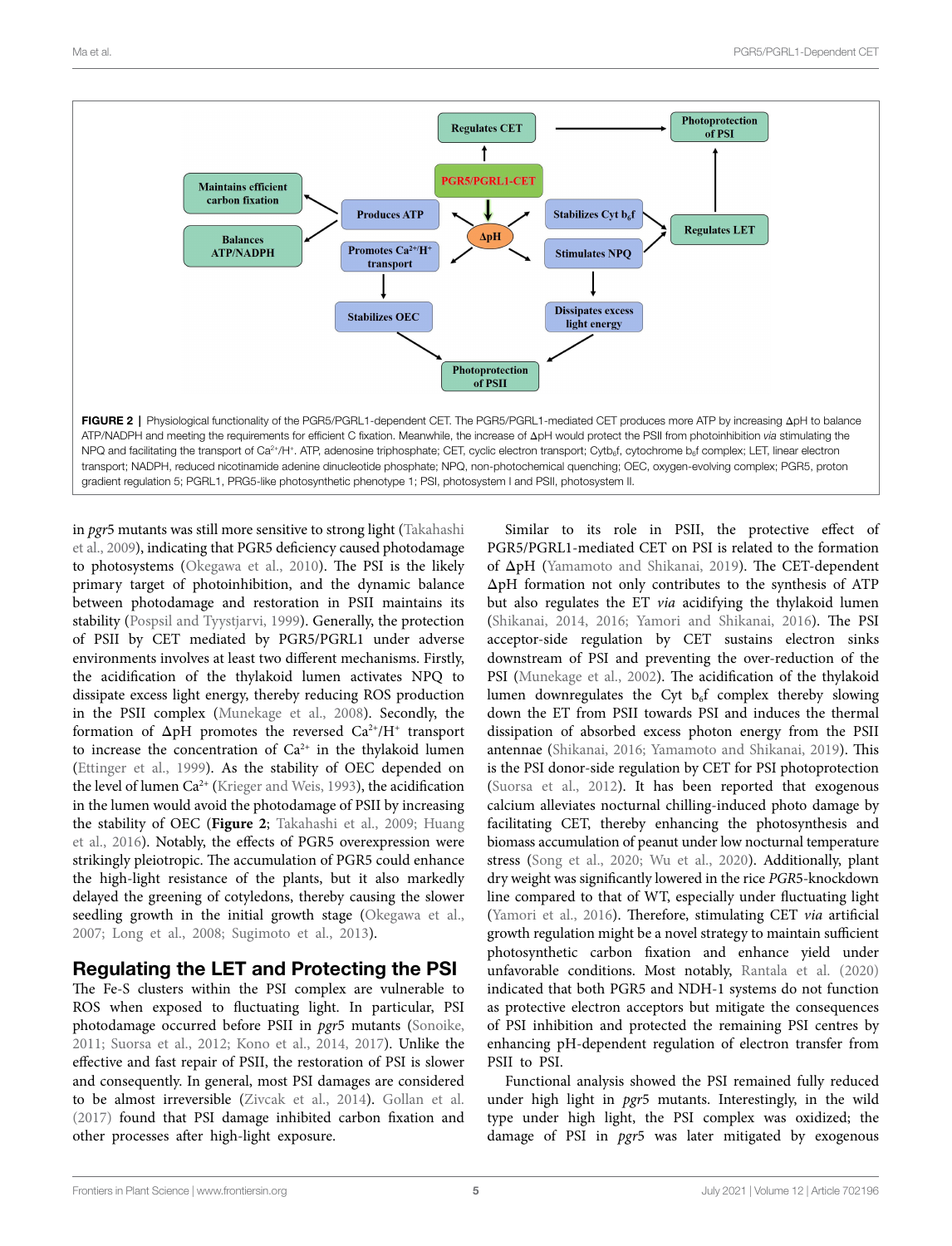FIGURE 2 | Physiological functionality of the PGR5/PGRL1-dependent CET. The PGR5/PGRL1-mediated CET produces more ATP by increasing ΔpH to balance ATP/NADPH and meeting the requirements for efficient C fixation. Meanwhile, the increase of ΔpH would protect the PSII from photoinhibition *via* stimulating the NPQ and facilitating the transport of $Ca^{2+}/H^+$. ATP, adenosine triphosphate; CET, cyclic electron transport; Cytb$_6$f, cytochrome b$_6$f complex; LET, linear electron transport; NADPH, reduced nicotinamide adenine dinucleotide phosphate; NPQ, non-photochemical quenching; OEC, oxygen-evolving complex; PGR5, proton gradient regulation 5; PGRL1, PRG5-like photosynthetic phenotype 1; PSI, photosystem I and PSII, photosystem II.

in *pgr*5 mutants was still more sensitive to strong light (Takahashi et al., 2009), indicating that PGR5 deficiency caused photodamage to photosystems (Okegawa et al., 2010). The PSI is the likely primary target of photoinhibition, and the dynamic balance between photodamage and restoration in PSII maintains its stability (Pospsil and Tyystjarvi, 1999). Generally, the protection of PSII by CET mediated by PGR5/PGRL1 under adverse environments involves at least two different mechanisms. Firstly, the acidification of the thylakoid lumen activates NPQ to dissipate excess light energy, thereby reducing ROS production in the PSII complex (Munekage et al., 2008). Secondly, the formation of ΔpH promotes the reversed $Ca^{2+}/H^+$ transport to increase the concentration of $Ca^{2+}$ in the thylakoid lumen (Ettinger et al., 1999). As the stability of OEC depended on the level of lumen $Ca^{2+}$ (Krieger and Weis, 1993), the acidification in the lumen would avoid the photodamage of PSII by increasing the stability of OEC (**Figure 2**; Takahashi et al., 2009; Huang et al., 2016). Notably, the effects of PGR5 overexpression were strikingly pleiotropic. The accumulation of PGR5 could enhance the high-light resistance of the plants, but it also markedly delayed the greening of cotyledons, thereby causing the slower seedling growth in the initial growth stage (Okegawa et al., 2007; Long et al., 2008; Sugimoto et al., 2013).

## Regulating the LET and Protecting the PSI

The Fe-S clusters within the PSI complex are vulnerable to ROS when exposed to fluctuating light. In particular, PSI photodamage occurred before PSII in *pgr*5 mutants (Sonoike, 2011; Suorsa et al., 2012; Kono et al., 2014, 2017). Unlike the effective and fast repair of PSII, the restoration of PSI is slower and consequently. In general, most PSI damages are considered to be almost irreversible (Zivcak et al., 2014). Gollan et al. (2017) found that PSI damage inhibited carbon fixation and other processes after high-light exposure.

Similar to its role in PSII, the protective effect of PGR5/PGRL1-mediated CET on PSI is related to the formation of ΔpH (Yamamoto and Shikanai, 2019). The CET-dependent ΔpH formation not only contributes to the synthesis of ATP but also regulates the ET *via* acidifying the thylakoid lumen (Shikanai, 2014, 2016; Yamori and Shikanai, 2016). The PSI acceptor-side regulation by CET sustains electron sinks downstream of PSI and preventing the over-reduction of the PSI (Munekage et al., 2002). The acidification of the thylakoid lumen downregulates the Cyt b$_6$f complex thereby slowing down the ET from PSII towards PSI and induces the thermal dissipation of absorbed excess photon energy from the PSII antennae (Shikanai, 2016; Yamamoto and Shikanai, 2019). This is the PSI donor-side regulation by CET for PSI photoprotection (Suorsa et al., 2012). It has been reported that exogenous calcium alleviates nocturnal chilling-induced photo damage by facilitating CET, thereby enhancing the photosynthesis and biomass accumulation of peanut under low nocturnal temperature stress (Song et al., 2020; Wu et al., 2020). Additionally, plant dry weight was significantly lowered in the rice *PGR5*-knockdown line compared to that of WT, especially under fluctuating light (Yamori et al., 2016). Therefore, stimulating CET *via* artificial growth regulation might be a novel strategy to maintain sufficient photosynthetic carbon fixation and enhance yield under unfavorable conditions. Most notably, Rantala et al. (2020) indicated that both PGR5 and NDH-1 systems do not function as protective electron acceptors but mitigate the consequences of PSI inhibition and protected the remaining PSI centres by enhancing pH-dependent regulation of electron transfer from PSII to PSI.

Functional analysis showed the PSI remained fully reduced under high light in *pgr*5 mutants. Interestingly, in the wild type under high light, the PSI complex was oxidized; the damage of PSI in *pgr*5 was later mitigated by exogenous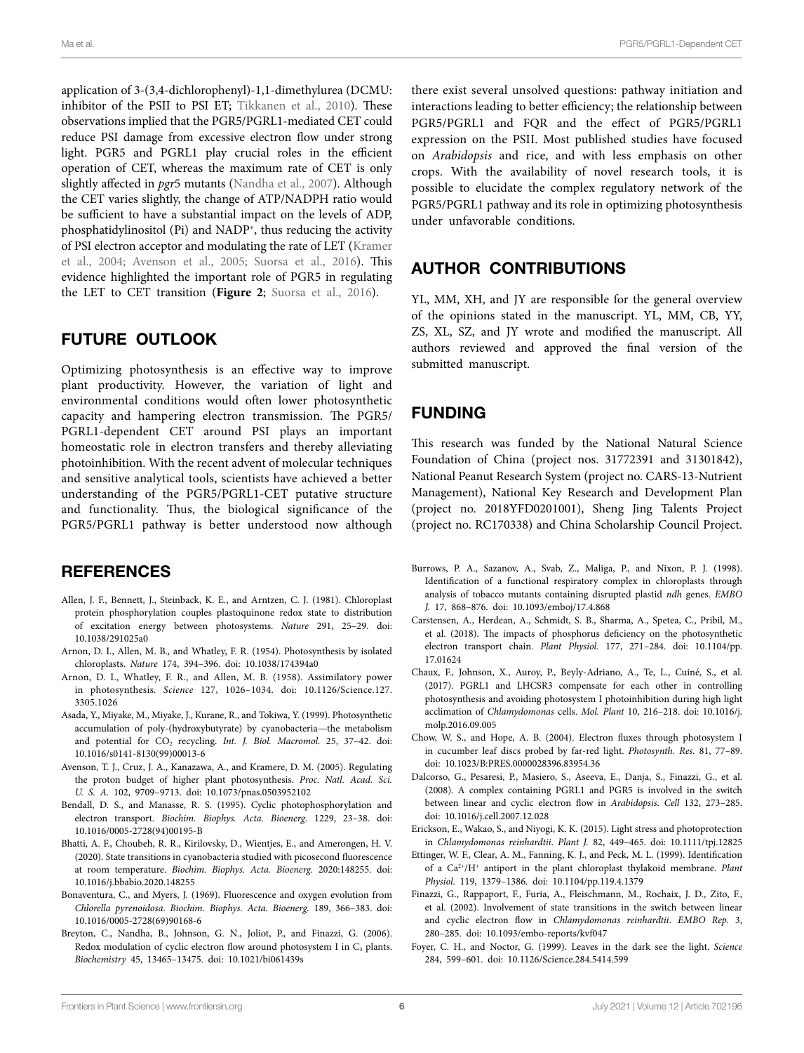application of 3-(3,4-dichlorophenyl)-1,1-dimethylurea (DCMU: inhibitor of the PSII to PSI ET; Tikkanen et al., 2010). These observations implied that the PGR5/PGRL1-mediated CET could reduce PSI damage from excessive electron flow under strong light. PGR5 and PGRL1 play crucial roles in the efficient operation of CET, whereas the maximum rate of CET is only slightly affected in *pgr*5 mutants (Nandha et al., 2007). Although the CET varies slightly, the change of ATP/NADPH ratio would be sufficient to have a substantial impact on the levels of ADP, phosphatidylinositol (Pi) and $NADP^+$, thus reducing the activity of PSI electron acceptor and modulating the rate of LET (Kramer et al., 2004; Avenson et al., 2005; Suorsa et al., 2016). This evidence highlighted the important role of PGR5 in regulating the LET to CET transition (**Figure 2**; Suorsa et al., 2016).

## FUTURE OUTLOOK

Optimizing photosynthesis is an effective way to improve plant productivity. However, the variation of light and environmental conditions would often lower photosynthetic capacity and hampering electron transmission. The PGR5/PGRL1-dependent CET around PSI plays an important homeostatic role in electron transfers and thereby alleviating photoinhibition. With the recent advent of molecular techniques and sensitive analytical tools, scientists have achieved a better understanding of the PGR5/PGRL1-CET putative structure and functionality. Thus, the biological significance of the PGR5/PGRL1 pathway is better understood now although there exist several unsolved questions: pathway initiation and interactions leading to better efficiency; the relationship between PGR5/PGRL1 and FQR and the effect of PGR5/PGRL1 expression on the PSII. Most published studies have focused on *Arabidopsis* and rice, and with less emphasis on other crops. With the availability of novel research tools, it is possible to elucidate the complex regulatory network of the PGR5/PGRL1 pathway and its role in optimizing photosynthesis under unfavorable conditions.

## AUTHOR CONTRIBUTIONS

YL, MM, XH, and JY are responsible for the general overview of the opinions stated in the manuscript. YL, MM, CB, YY, ZS, XL, SZ, and JY wrote and modified the manuscript. All authors reviewed and approved the final version of the submitted manuscript.

## FUNDING

This research was funded by the National Natural Science Foundation of China (project nos. 31772391 and 31301842), National Peanut Research System (project no. CARS-13-Nutrient Management), National Key Research and Development Plan (project no. 2018YFD0201001), Sheng Jing Talents Project (project no. RC170338) and China Scholarship Council Project.

## REFERENCES

Allen, J. F., Bennett, J., Steinback, K. E., and Arntzen, C. J. (1981). Chloroplast protein phosphorylation couples plastoquinone redox state to distribution of excitation energy between photosystems. *Nature* 291, 25–29. doi: 10.1038/291025a0

Arnon, D. I., Allen, M. B., and Whatley, F. R. (1954). Photosynthesis by isolated chloroplasts. *Nature* 174, 394–396. doi: 10.1038/174394a0

Arnon, D. I., Whatley, F. R., and Allen, M. B. (1958). Assimilatory power in photosynthesis. *Science* 127, 1026–1034. doi: 10.1126/Science.127.3305.1026

Asada, Y., Miyake, M., Miyake, J., Kurane, R., and Tokiwa, Y. (1999). Photosynthetic accumulation of poly-(hydroxybutyrate) by cyanobacteria—the metabolism and potential for $CO_2$ recycling. *Int. J. Biol. Macromol.* 25, 37–42. doi: 10.1016/s0141-8130(99)00013-6

Avenson, T. J., Cruz, J. A., Kanazawa, A., and Kramere, D. M. (2005). Regulating the proton budget of higher plant photosynthesis. *Proc. Natl. Acad. Sci. U. S. A.* 102, 9709–9713. doi: 10.1073/pnas.0503952102

Bendall, D. S., and Manasse, R. S. (1995). Cyclic photophosphorylation and electron transport. *Biochim. Biophys. Acta. Bioenerg.* 1229, 23–38. doi: 10.1016/0005-2728(94)00195-B

Bhatti, A. F., Choubeh, R. R., Kirilovsky, D., Wientjes, E., and Amerongen, H. V. (2020). State transitions in cyanobacteria studied with picosecond fluorescence at room temperature. *Biochim. Biophys. Acta. Bioenerg.* 2020:148255. doi: 10.1016/j.bbabio.2020.148255

Bonaventura, C., and Myers, J. (1969). Fluorescence and oxygen evolution from *Chlorella pyrenoidosa*. *Biochim. Biophys. Acta. Bioenerg.* 189, 366–383. doi: 10.1016/0005-2728(69)90168-6

Breyton, C., Nandha, B., Johnson, G. N., Joliot, P., and Finazzi, G. (2006). Redox modulation of cyclic electron flow around photosystem I in $C_3$ plants. *Biochemistry* 45, 13465–13475. doi: 10.1021/bi061439s

Burrows, P. A., Sazanov, A., Svab, Z., Maliga, P., and Nixon, P. J. (1998). Identification of a functional respiratory complex in chloroplasts through analysis of tobacco mutants containing disrupted plastid *ndh* genes. *EMBO J.* 17, 868–876. doi: 10.1093/emboj/17.4.868

Carstensen, A., Herdean, A., Schmidt, S. B., Sharma, A., Spetea, C., Pribil, M., et al. (2018). The impacts of phosphorus deficiency on the photosynthetic electron transport chain. *Plant Physiol.* 177, 271–284. doi: 10.1104/pp.17.01624

Chaux, F., Johnson, X., Auroy, P., Beyly-Adriano, A., Te, L., Cuiné, S., et al. (2017). PGRL1 and LHCSR3 compensate for each other in controlling photosynthesis and avoiding photosystem I photoinhibition during high light acclimation of *Chlamydomonas* cells. *Mol. Plant* 10, 216–218. doi: 10.1016/j.molp.2016.09.005

Chow, W. S., and Hope, A. B. (2004). Electron fluxes through photosystem I in cucumber leaf discs probed by far-red light. *Photosynth. Res.* 81, 77–89. doi: 10.1023/B:PRES.0000028396.83954.36

Dalcorso, G., Pesaresi, P., Masiero, S., Aseeva, E., Danja, S., Finazzi, G., et al. (2008). A complex containing PGRL1 and PGR5 is involved in the switch between linear and cyclic electron flow in *Arabidopsis*. *Cell* 132, 273–285. doi: 10.1016/j.cell.2007.12.028

Erickson, E., Wakao, S., and Niyogi, K. K. (2015). Light stress and photoprotection in *Chlamydomonas reinhardtii*. *Plant J.* 82, 449–465. doi: 10.1111/tpj.12825

Ettinger, W. F., Clear, A. M., Fanning, K. J., and Peck, M. L. (1999). Identification of a $Ca^{2+}/H^+$ antiport in the plant chloroplast thylakoid membrane. *Plant Physiol.* 119, 1379–1386. doi: 10.1104/pp.119.4.1379

Finazzi, G., Rappaport, F., Furia, A., Fleischmann, M., Rochaix, J. D., Zito, F., et al. (2002). Involvement of state transitions in the switch between linear and cyclic electron flow in *Chlamydomonas reinhardtii*. *EMBO Rep.* 3, 280–285. doi: 10.1093/embo-reports/kvf047

Foyer, C. H., and Noctor, G. (1999). Leaves in the dark see the light. *Science* 284, 599–601. doi: 10.1126/Science.284.5414.599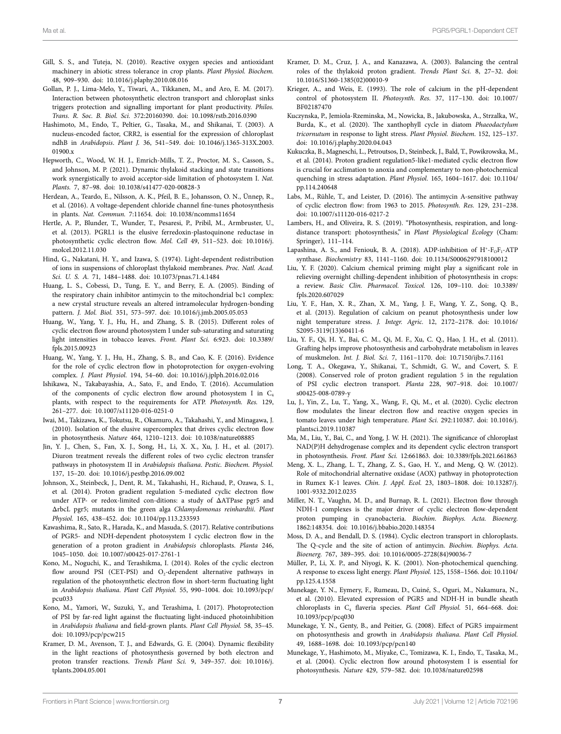Gill, S. S., and Tuteja, N. (2010). Reactive oxygen species and antioxidant machinery in abiotic stress tolerance in crop plants. *Plant Physiol. Biochem.* 48, 909–930. doi: 10.1016/j.plaphy.2010.08.016

Gollan, P. J., Lima-Melo, Y., Tiwari, A., Tikkanen, M., and Aro, E. M. (2017). Interaction between photosynthetic electron transport and chloroplast sinks triggers protection and signalling important for plant productivity. *Philos. Trans. R. Soc. B. Biol. Sci.* 372:20160390. doi: 10.1098/rstb.2016.0390

Hashimoto, M., Endo, T., Peltier, G., Tasaka, M., and Shikanai, T. (2003). A nucleus-encoded factor, CRR2, is essential for the expression of chloroplast ndhB in *Arabidopsis*. *Plant J.* 36, 541–549. doi: 10.1046/j.1365-313X.2003.01900.x

Hepworth, C., Wood, W. H. J., Emrich-Mills, T. Z., Proctor, M. S., Casson, S., and Johnson, M. P. (2021). Dynamic thylakoid stacking and state transitions work synergistically to avoid acceptor-side limitation of photosystem I. *Nat. Plants.* 7, 87–98. doi: 10.1038/s41477-020-00828-3

Herdean, A., Teardo, E., Nilsson, A. K., Pfeil, B. E., Johansson, O. N., Ünnep, R., et al. (2016). A voltage-dependent chloride channel fine-tunes photosynthesis in plants. *Nat. Commun.* 7:11654. doi: 10.1038/ncomms11654

Hertle, A. P., Blunder, T., Wunder, T., Pesaresi, P., Pribil, M., Armbruster, U., et al. (2013). PGRL1 is the elusive ferredoxin-plastoquinone reductase in photosynthetic cyclic electron flow. *Mol. Cell* 49, 511–523. doi: 10.1016/j.molcel.2012.11.030

Hind, G., Nakatani, H. Y., and Izawa, S. (1974). Light-dependent redistribution of ions in suspensions of chloroplast thylakoid membranes. *Proc. Natl. Acad. Sci. U. S. A.* 71, 1484–1488. doi: 10.1073/pnas.71.4.1484

Huang, L. S., Cobessi, D., Tung, E. Y., and Berry, E. A. (2005). Binding of the respiratory chain inhibitor antimycin to the mitochondrial bc1 complex: a new crystal structure reveals an altered intramolecular hydrogen-bonding pattern. *J. Mol. Biol.* 351, 573–597. doi: 10.1016/j.jmb.2005.05.053

Huang, W., Yang, Y. J., Hu, H., and Zhang, S. B. (2015). Different roles of cyclic electron flow around photosystem I under sub-saturating and saturating light intensities in tobacco leaves. *Front. Plant Sci.* 6:923. doi: 10.3389/fpls.2015.00923

Huang, W., Yang, Y. J., Hu, H., Zhang, S. B., and Cao, K. F. (2016). Evidence for the role of cyclic electron flow in photoprotection for oxygen-evolving complex. *J. Plant Physiol.* 194, 54–60. doi: 10.1016/j.jplph.2016.02.016

Ishikawa, N., Takabayashia, A., Sato, F., and Endo, T. (2016). Accumulation of the components of cyclic electron flow around photosystem I in $C_4$ plants, with respect to the requirements for ATP. *Photosynth. Res.* 129, 261–277. doi: 10.1007/s11120-016-0251-0

Iwai, M., Takizawa, K., Tokutsu, R., Okamuro, A., Takahashi, Y., and Minagawa, J. (2010). Isolation of the elusive supercomplex that drives cyclic electron flow in photosynthesis. *Nature* 464, 1210–1213. doi: 10.1038/nature08885

Jin, Y. J., Chen, S., Fan, X. J., Song, H., Li, X. X., Xu, J. H., et al. (2017). Diuron treatment reveals the different roles of two cyclic electron transfer pathways in photosystem II in *Arabidopsis thaliana*. *Pestic. Biochem. Physiol.* 137, 15–20. doi: 10.1016/j.pestbp.2016.09.002

Johnson, X., Steinbeck, J., Dent, R. M., Takahashi, H., Richaud, P., Ozawa, S. I., et al. (2014). Proton gradient regulation 5-mediated cyclic electron flow under ATP- or redox-limited con-ditions: a study of ΔATPase pgr5 and ΔrbcL pgr5; mutants in the green alga *Chlamydomonas reinhardtii*. *Plant Physiol.* 165, 438–452. doi: 10.1104/pp.113.233593

Kawashima, R., Sato, R., Harada, K., and Masuda, S. (2017). Relative contributions of PGR5- and NDH-dependent photosystem I cyclic electron flow in the generation of a proton gradient in *Arabidopsis* chloroplasts. *Planta* 246, 1045–1050. doi: 10.1007/s00425-017-2761-1

Kono, M., Noguchi, K., and Terashikma, I. (2014). Roles of the cyclic electron flow around PSI (CET-PSI) and $O_2$-dependent alternative pathways in regulation of the photosynthetic electron flow in short-term fluctuating light in *Arabidopsis thaliana*. *Plant Cell Physiol.* 55, 990–1004. doi: 10.1093/pcp/pcu033

Kono, M., Yamori, W., Suzuki, Y., and Terashima, I. (2017). Photoprotection of PSI by far-red light against the fluctuating light-induced photoinhibition in *Arabidopsis thaliana* and field-grown plants. *Plant Cell Physiol.* 58, 35–45. doi: 10.1093/pcp/pcw215

Kramer, D. M., Avenson, T. J., and Edwards, G. E. (2004). Dynamic flexibility in the light reactions of photosynthesis governed by both electron and proton transfer reactions. *Trends Plant Sci.* 9, 349–357. doi: 10.1016/j.tplants.2004.05.001

Kramer, D. M., Cruz, J. A., and Kanazawa, A. (2003). Balancing the central roles of the thylakoid proton gradient. *Trends Plant Sci.* 8, 27–32. doi: 10.1016/S1360-1385(02)00010-9

Krieger, A., and Weis, E. (1993). The role of calcium in the pH-dependent control of photosystem II. *Photosynth. Res.* 37, 117–130. doi: 10.1007/BF02187470

Kuczynska, P., Jemiola-Rzeminska, M., Nowicka, B., Jakubowska, A., Strzalka, W., Burda, K., et al. (2020). The xanthophyll cycle in diatom *Phaeodactylum tricornutum* in response to light stress. *Plant Physiol. Biochem.* 152, 125–137. doi: 10.1016/j.plaphy.2020.04.043

Kukuczka, B., Magneschi, L., Petroutsos, D., Steinbeck, J., Bald, T., Powikrowska, M., et al. (2014). Proton gradient regulation5-like1-mediated cyclic electron flow is crucial for acclimation to anoxia and complementary to non-photochemical quenching in stress adaptation. *Plant Physiol.* 165, 1604–1617. doi: 10.1104/pp.114.240648

Labs, M., Rühle, T., and Leister, D. (2016). The antimycin A-sensitive pathway of cyclic electron flow: from 1963 to 2015. *Photosynth. Res.* 129, 231–238. doi: 10.1007/s11120-016-0217-2

Lambers, H., and Oliveira, R. S. (2019). "Photosynthesis, respiration, and long-distance transport: photosynthesis," in *Plant Physiological Ecology* (Cham: Springer), 111–114.

Lapashina, A. S., and Feniouk, B. A. (2018). ADP-inhibition of $H^+$-$F_OF_1$-ATP synthase. *Biochemistry* 83, 1141–1160. doi: 10.1134/S0006297918100012

Liu, Y. F. (2020). Calcium chemical priming might play a significant role in relieving overnight chilling-dependent inhibition of photosynthesis in crops: a review. *Basic Clin. Pharmacol. Toxicol.* 126, 109–110. doi: 10.3389/fpls.2020.607029

Liu, Y. F., Han, X. R., Zhan, X. M., Yang, J. F., Wang, Y. Z., Song, Q. B., et al. (2013). Regulation of calcium on peanut photosynthesis under low night temperature stress. *J. Integr. Agric.* 12, 2172–2178. doi: 10.1016/S2095-3119(13)60411-6

Liu, Y. F., Qi, H. Y., Bai, C. M., Qi, M. F., Xu, C. Q., Hao, J. H., et al. (2011). Grafting helps improve photosynthesis and carbohydrate metabolism in leaves of muskmelon. *Int. J. Biol. Sci.* 7, 1161–1170. doi: 10.7150/ijbs.7.1161

Long, T. A., Okegawa, Y., Shikanai, T., Schmidt, G. W., and Covert, S. F. (2008). Conserved role of proton gradient regulation 5 in the regulation of PSI cyclic electron transport. *Planta* 228, 907–918. doi: 10.1007/s00425-008-0789-y

Lu, J., Yin, Z., Lu, T., Yang, X., Wang, F., Qi, M., et al. (2020). Cyclic electron flow modulates the linear electron flow and reactive oxygen species in tomato leaves under high temperature. *Plant Sci.* 292:110387. doi: 10.1016/j.plantsci.2019.110387

Ma, M., Liu, Y., Bai, C., and Yong, J. W. H. (2021). The significance of chloroplast NAD(P)H dehydrogenase complex and its dependent cyclic electron transport in photosynthesis. *Front. Plant Sci.* 12:661863. doi: 10.3389/fpls.2021.661863

Meng, X. L., Zhang, L. T., Zhang, Z. S., Gao, H. Y., and Meng, Q. W. (2012). Role of mitochondrial alternative oxidase (AOX) pathway in photoprotection in Rumex K-1 leaves. *Chin. J. Appl. Ecol.* 23, 1803–1808. doi: 10.13287/j.1001-9332.2012.0235

Miller, N. T., Vaughn, M. D., and Burnap, R. L. (2021). Electron flow through NDH-1 complexes is the major driver of cyclic electron flow-dependent proton pumping in cyanobacteria. *Biochim. Biophys. Acta. Bioenerg.* 1862:148354. doi: 10.1016/j.bbabio.2020.148354

Moss, D. A., and Bendall, D. S. (1984). Cyclic electron transport in chloroplasts. The Q-cycle and the site of action of antimycin. *Biochim. Biophys. Acta. Bioenerg.* 767, 389–395. doi: 10.1016/0005-2728(84)90036-7

Müller, P., Li, X. P., and Niyogi, K. K. (2001). Non-photochemical quenching. A response to excess light energy. *Plant Physiol.* 125, 1558–1566. doi: 10.1104/pp.125.4.1558

Munekage, Y. N., Eymery, F., Rumeau, D., Cuiné, S., Oguri, M., Nakamura, N., et al. (2010). Elevated expression of PGR5 and NDH-H in bundle sheath chloroplasts in $C_4$ flaveria species. *Plant Cell Physiol.* 51, 664–668. doi: 10.1093/pcp/pcq030

Munekage, Y. N., Genty, B., and Peitier, G. (2008). Effect of PGR5 impairment on photosynthesis and growth in *Arabidopsis thaliana*. *Plant Cell Physiol.* 49, 1688–1698. doi: 10.1093/pcp/pcn140

Munekage, Y., Hashimoto, M., Miyake, C., Tomizawa, K. I., Endo, T., Tasaka, M., et al. (2004). Cyclic electron flow around photosystem I is essential for photosynthesis. *Nature* 429, 579–582. doi: 10.1038/nature02598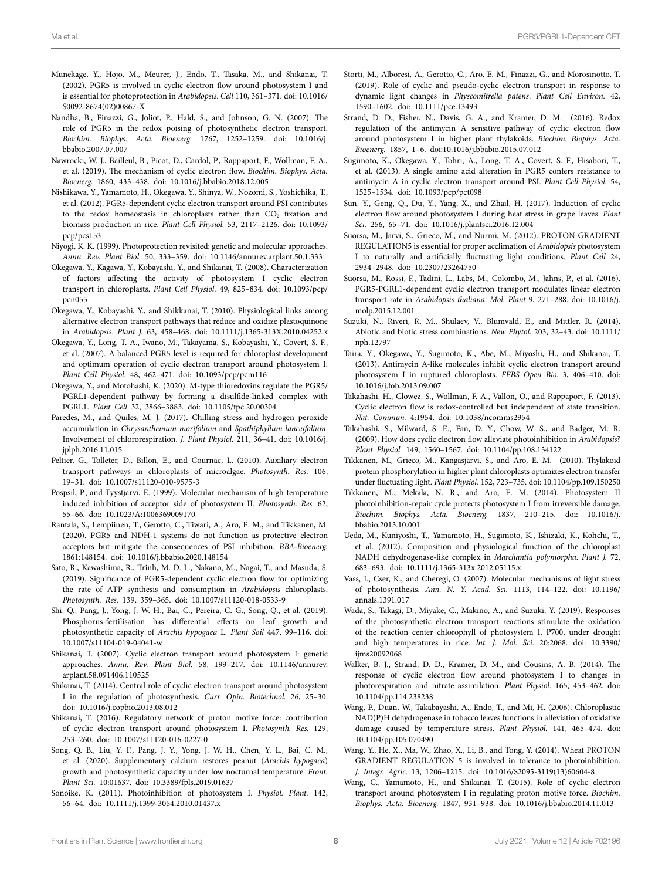Munekage, Y., Hojo, M., Meurer, J., Endo, T., Tasaka, M., and Shikanai, T. (2002). PGR5 is involved in cyclic electron flow around photosystem I and is essential for photoprotection in *Arabidopsis*. *Cell* 110, 361–371. doi: 10.1016/S0092-8674(02)00867-X

Nandha, B., Finazzi, G., Joliot, P., Hald, S., and Johnson, G. N. (2007). The role of PGR5 in the redox poising of photosynthetic electron transport. *Biochim. Biophys. Acta. Bioenerg.* 1767, 1252–1259. doi: 10.1016/j.bbabio.2007.07.007

Nawrocki, W. J., Bailleul, B., Picot, D., Cardol, P., Rappaport, F., Wollman, F. A., et al. (2019). The mechanism of cyclic electron flow. *Biochim. Biophys. Acta. Bioenerg.* 1860, 433–438. doi: 10.1016/j.bbabio.2018.12.005

Nishikawa, Y., Yamamoto, H., Okegawa, Y., Shinya, W., Nozomi, S., Yoshichika, T., et al. (2012). PGR5-dependent cyclic electron transport around PSI contributes to the redox homeostasis in chloroplasts rather than $CO_2$ fixation and biomass production in rice. *Plant Cell Physiol.* 53, 2117–2126. doi: 10.1093/pcp/pcs153

Niyogi, K. K. (1999). Photoprotection revisited: genetic and molecular approaches. *Annu. Rev. Plant Biol.* 50, 333–359. doi: 10.1146/annurev.arplant.50.1.333

Okegawa, Y., Kagawa, Y., Kobayashi, Y., and Shikanai, T. (2008). Characterization of factors affecting the activity of photosystem I cyclic electron transport in chloroplasts. *Plant Cell Physiol.* 49, 825–834. doi: 10.1093/pcp/pcn055

Okegawa, Y., Kobayashi, Y., and Shikkanai, T. (2010). Physiological links among alternative electron transport pathways that reduce and oxidize plastoquinone in *Arabidopsis*. *Plant J.* 63, 458–468. doi: 10.1111/j.1365-313X.2010.04252.x

Okegawa, Y., Long, T. A., Iwano, M., Takayama, S., Kobayashi, Y., Covert, S. F., et al. (2007). A balanced PGR5 level is required for chloroplast development and optimum operation of cyclic electron transport around photosystem I. *Plant Cell Physiol.* 48, 462–471. doi: 10.1093/pcp/pcm116

Okegawa, Y., and Motohashi, K. (2020). M-type thioredoxins regulate the PGR5/PGRL1-dependent pathway by forming a disulfide-linked complex with PGRL1. *Plant Cell* 32, 3866–3883. doi: 10.1105/tpc.20.00304

Paredes, M., and Quiles, M. J. (2017). Chilling stress and hydrogen peroxide accumulation in *Chrysanthemum morifolium* and *Spathiphyllum lanceifolium*. Involvement of chlororespiration. *J. Plant Physiol.* 211, 36–41. doi: 10.1016/j.jplph.2016.11.015

Peltier, G., Tolleter, D., Billon, E., and Cournac, L. (2010). Auxiliary electron transport pathways in chloroplasts of microalgae. *Photosynth. Res.* 106, 19–31. doi: 10.1007/s11120-010-9575-3

Pospsil, P., and Tyystjarvi, E. (1999). Molecular mechanism of high temperature induced inhibition of acceptor side of photosystem II. *Photosynth. Res.* 62, 55–66. doi: 10.1023/A:1006369009170

Rantala, S., Lempiinen, T., Gerotto, C., Tiwari, A., Aro, E. M., and Tikkanen, M. (2020). PGR5 and NDH-1 systems do not function as protective electron acceptors but mitigate the consequences of PSI inhibition. *BBA-Bioenerg.* 1861:148154. doi: 10.1016/j.bbabio.2020.148154

Sato, R., Kawashima, R., Trinh, M. D. L., Nakano, M., Nagai, T., and Masuda, S. (2019). Significance of PGR5-dependent cyclic electron flow for optimizing the rate of ATP synthesis and consumption in *Arabidopsis* chloroplasts. *Photosynth. Res.* 139, 359–365. doi: 10.1007/s11120-018-0533-9

Shi, Q., Pang, J., Yong, J. W. H., Bai, C., Pereira, C. G., Song, Q., et al. (2019). Phosphorus-fertilisation has differential effects on leaf growth and photosynthetic capacity of *Arachis hypogaea* L. *Plant Soil* 447, 99–116. doi: 10.1007/s11104-019-04041-w

Shikanai, T. (2007). Cyclic electron transport around photosystem I: genetic approaches. *Annu. Rev. Plant Biol.* 58, 199–217. doi: 10.1146/annurev.arplant.58.091406.110525

Shikanai, T. (2014). Central role of cyclic electron transport around photosystem I in the regulation of photosynthesis. *Curr. Opin. Biotechnol.* 26, 25–30. doi: 10.1016/j.copbio.2013.08.012

Shikanai, T. (2016). Regulatory network of proton motive force: contribution of cyclic electron transport around photosystem I. *Photosynth. Res.* 129, 253–260. doi: 10.1007/s11120-016-0227-0

Song, Q. B., Liu, Y. F., Pang, J. Y., Yong, J. W. H., Chen, Y. L., Bai, C. M., et al. (2020). Supplementary calcium restores peanut (*Arachis hypogaea*) growth and photosynthetic capacity under low nocturnal temperature. *Front. Plant Sci.* 10:01637. doi: 10.3389/fpls.2019.01637

Sonoike, K. (2011). Photoinhibition of photosystem I. *Physiol. Plant.* 142, 56–64. doi: 10.1111/j.1399-3054.2010.01437.x

Storti, M., Alboresi, A., Gerotto, C., Aro, E. M., Finazzi, G., and Morosinotto, T. (2019). Role of cyclic and pseudo-cyclic electron transport in response to dynamic light changes in *Physcomitrella patens*. *Plant Cell Environ.* 42, 1590–1602. doi: 10.1111/pce.13493

Strand, D. D., Fisher, N., Davis, G. A., and Kramer, D. M. (2016). Redox regulation of the antimycin A sensitive pathway of cyclic electron flow around photosystem I in higher plant thylakoids. *Biochim. Biophys. Acta. Bioenerg.* 1857, 1–6. doi:10.1016/j.bbabio.2015.07.012

Sugimoto, K., Okegawa, Y., Tohri, A., Long, T. A., Covert, S. F., Hisabori, T., et al. (2013). A single amino acid alteration in PGR5 confers resistance to antimycin A in cyclic electron transport around PSI. *Plant Cell Physiol.* 54, 1525–1534. doi: 10.1093/pcp/pct098

Sun, Y., Geng, Q., Du, Y., Yang, X., and Zhail, H. (2017). Induction of cyclic electron flow around photosystem I during heat stress in grape leaves. *Plant Sci.* 256, 65–71. doi: 10.1016/j.plantsci.2016.12.004

Suorsa, M., Järvi, S., Grieco, M., and Nurmi, M. (2012). PROTON GRADIENT REGULATION5 is essential for proper acclimation of *Arabidopsis* photosystem I to naturally and artificially fluctuating light conditions. *Plant Cell* 24, 2934–2948. doi: 10.2307/23264750

Suorsa, M., Rossi, F., Tadini, L., Labs, M., Colombo, M., Jahns, P., et al. (2016). PGR5-PGRL1-dependent cyclic electron transport modulates linear electron transport rate in *Arabidopsis thaliana*. *Mol. Plant* 9, 271–288. doi: 10.1016/j.molp.2015.12.001

Suzuki, N., Riveri, R. M., Shulaev, V., Blumvald, E., and Mittler, R. (2014). Abiotic and biotic stress combinations. *New Phytol.* 203, 32–43. doi: 10.1111/nph.12797

Taira, Y., Okegawa, Y., Sugimoto, K., Abe, M., Miyoshi, H., and Shikanai, T. (2013). Antimycin A-like molecules inhibit cyclic electron transport around photosystem I in ruptured chloroplasts. *FEBS Open Bio.* 3, 406–410. doi: 10.1016/j.fob.2013.09.007

Takahashi, H., Clowez, S., Wollman, F. A., Vallon, O., and Rappaport, F. (2013). Cyclic electron flow is redox-controlled but independent of state transition. *Nat. Commun.* 4:1954. doi: 10.1038/ncomms2954

Takahashi, S., Milward, S. E., Fan, D. Y., Chow, W. S., and Badger, M. R. (2009). How does cyclic electron flow alleviate photoinhibition in *Arabidopsis*? *Plant Physiol.* 149, 1560–1567. doi: 10.1104/pp.108.134122

Tikkanen, M., Grieco, M., Kangasjärvi, S., and Aro, E. M. (2010). Thylakoid protein phosphorylation in higher plant chloroplasts optimizes electron transfer under fluctuating light. *Plant Physiol.* 152, 723–735. doi: 10.1104/pp.109.150250

Tikkanen, M., Mekala, N. R., and Aro, E. M. (2014). Photosystem II photoinhibition-repair cycle protects photosystem I from irreversible damage. *Biochim. Biophys. Acta. Bioenerg.* 1837, 210–215. doi: 10.1016/j.bbabio.2013.10.001

Ueda, M., Kuniyoshi, T., Yamamoto, H., Sugimoto, K., Ishizaki, K., Kohchi, T., et al. (2012). Composition and physiological function of the chloroplast NADH dehydrogenase-like complex in *Marchantia polymorpha*. *Plant J.* 72, 683–693. doi: 10.1111/j.1365-313x.2012.05115.x

Vass, I., Cser, K., and Cheregi, O. (2007). Molecular mechanisms of light stress of photosynthesis. *Ann. N. Y. Acad. Sci.* 1113, 114–122. doi: 10.1196/annals.1391.017

Wada, S., Takagi, D., Miyake, C., Makino, A., and Suzuki, Y. (2019). Responses of the photosynthetic electron transport reactions stimulate the oxidation of the reaction center chlorophyll of photosystem I, P700, under drought and high temperatures in rice. *Int. J. Mol. Sci.* 20:2068. doi: 10.3390/ijms20092068

Walker, B. J., Strand, D. D., Kramer, D. M., and Cousins, A. B. (2014). The response of cyclic electron flow around photosystem I to changes in photorespiration and nitrate assimilation. *Plant Physiol.* 165, 453–462. doi: 10.1104/pp.114.238238

Wang, P., Duan, W., Takabayashi, A., Endo, T., and Mi, H. (2006). Chloroplastic NAD(P)H dehydrogenase in tobacco leaves functions in alleviation of oxidative damage caused by temperature stress. *Plant Physiol.* 141, 465–474. doi: 10.1104/pp.105.070490

Wang, Y., He, X., Ma, W., Zhao, X., Li, B., and Tong, Y. (2014). Wheat PROTON GRADIENT REGULATION 5 is involved in tolerance to photoinhibition. *J. Integr. Agric.* 13, 1206–1215. doi: 10.1016/S2095-3119(13)60604-8

Wang, C., Yamamoto, H., and Shikanai, T. (2015). Role of cyclic electron transport around photosystem I in regulating proton motive force. *Biochim. Biophys. Acta. Bioenerg.* 1847, 931–938. doi: 10.1016/j.bbabio.2014.11.013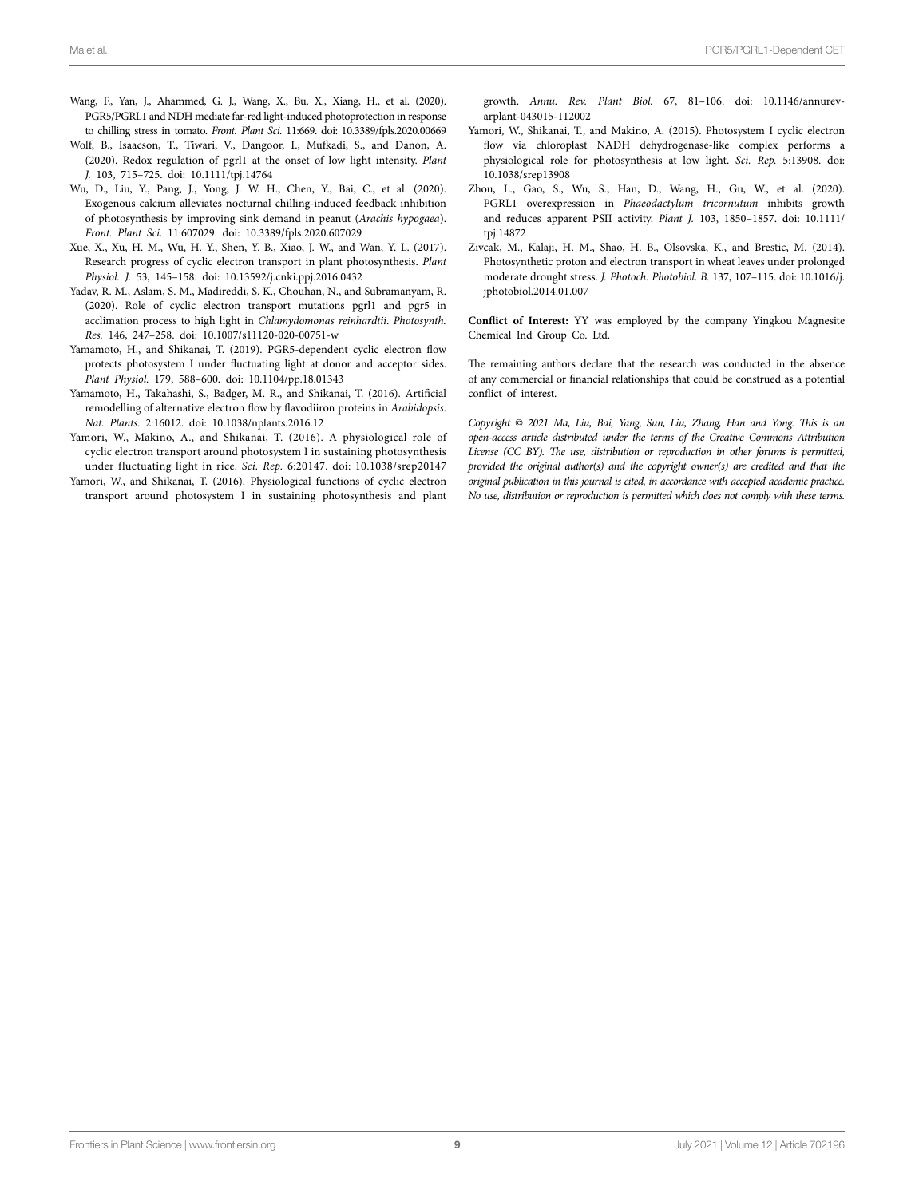Wang, F., Yan, J., Ahammed, G. J., Wang, X., Bu, X., Xiang, H., et al. (2020). PGR5/PGRL1 and NDH mediate far-red light-induced photoprotection in response to chilling stress in tomato. *Front. Plant Sci.* 11:669. doi: 10.3389/fpls.2020.00669

Wolf, B., Isaacson, T., Tiwari, V., Dangoor, I., Mufkadi, S., and Danon, A. (2020). Redox regulation of pgrl1 at the onset of low light intensity. *Plant J.* 103, 715–725. doi: 10.1111/tpj.14764

Wu, D., Liu, Y., Pang, J., Yong, J. W. H., Chen, Y., Bai, C., et al. (2020). Exogenous calcium alleviates nocturnal chilling-induced feedback inhibition of photosynthesis by improving sink demand in peanut (*Arachis hypogaea*). *Front. Plant Sci.* 11:607029. doi: 10.3389/fpls.2020.607029

Xue, X., Xu, H. M., Wu, H. Y., Shen, Y. B., Xiao, J. W., and Wan, Y. L. (2017). Research progress of cyclic electron transport in plant photosynthesis. *Plant Physiol. J.* 53, 145–158. doi: 10.13592/j.cnki.ppj.2016.0432

Yadav, R. M., Aslam, S. M., Madireddi, S. K., Chouhan, N., and Subramanyam, R. (2020). Role of cyclic electron transport mutations pgrl1 and pgr5 in acclimation process to high light in *Chlamydomonas reinhardtii*. *Photosynth. Res.* 146, 247–258. doi: 10.1007/s11120-020-00751-w

Yamamoto, H., and Shikanai, T. (2019). PGR5-dependent cyclic electron flow protects photosystem I under fluctuating light at donor and acceptor sides. *Plant Physiol.* 179, 588–600. doi: 10.1104/pp.18.01343

Yamamoto, H., Takahashi, S., Badger, M. R., and Shikanai, T. (2016). Artificial remodelling of alternative electron flow by flavodiiron proteins in *Arabidopsis*. *Nat. Plants.* 2:16012. doi: 10.1038/nplants.2016.12

Yamori, W., Makino, A., and Shikanai, T. (2016). A physiological role of cyclic electron transport around photosystem I in sustaining photosynthesis under fluctuating light in rice. *Sci. Rep.* 6:20147. doi: 10.1038/srep20147

Yamori, W., and Shikanai, T. (2016). Physiological functions of cyclic electron transport around photosystem I in sustaining photosynthesis and plant growth. *Annu. Rev. Plant Biol.* 67, 81–106. doi: 10.1146/annurev-arplant-043015-112002

Yamori, W., Shikanai, T., and Makino, A. (2015). Photosystem I cyclic electron flow via chloroplast NADH dehydrogenase-like complex performs a physiological role for photosynthesis at low light. *Sci. Rep.* 5:13908. doi: 10.1038/srep13908

Zhou, L., Gao, S., Wu, S., Han, D., Wang, H., Gu, W., et al. (2020). PGRL1 overexpression in *Phaeodactylum tricornutum* inhibits growth and reduces apparent PSII activity. *Plant J.* 103, 1850–1857. doi: 10.1111/tpj.14872

Zivcak, M., Kalaji, H. M., Shao, H. B., Olsovska, K., and Brestic, M. (2014). Photosynthetic proton and electron transport in wheat leaves under prolonged moderate drought stress. *J. Photoch. Photobiol. B.* 137, 107–115. doi: 10.1016/j.jphotobiol.2014.01.007

**Conflict of Interest:** YY was employed by the company Yingkou Magnesite Chemical Ind Group Co. Ltd.

The remaining authors declare that the research was conducted in the absence of any commercial or financial relationships that could be construed as a potential conflict of interest.

*Copyright © 2021 Ma, Liu, Bai, Yang, Sun, Liu, Zhang, Han and Yong. This is an open-access article distributed under the terms of the Creative Commons Attribution License (CC BY). The use, distribution or reproduction in other forums is permitted, provided the original author(s) and the copyright owner(s) are credited and that the original publication in this journal is cited, in accordance with accepted academic practice. No use, distribution or reproduction is permitted which does not comply with these terms.*